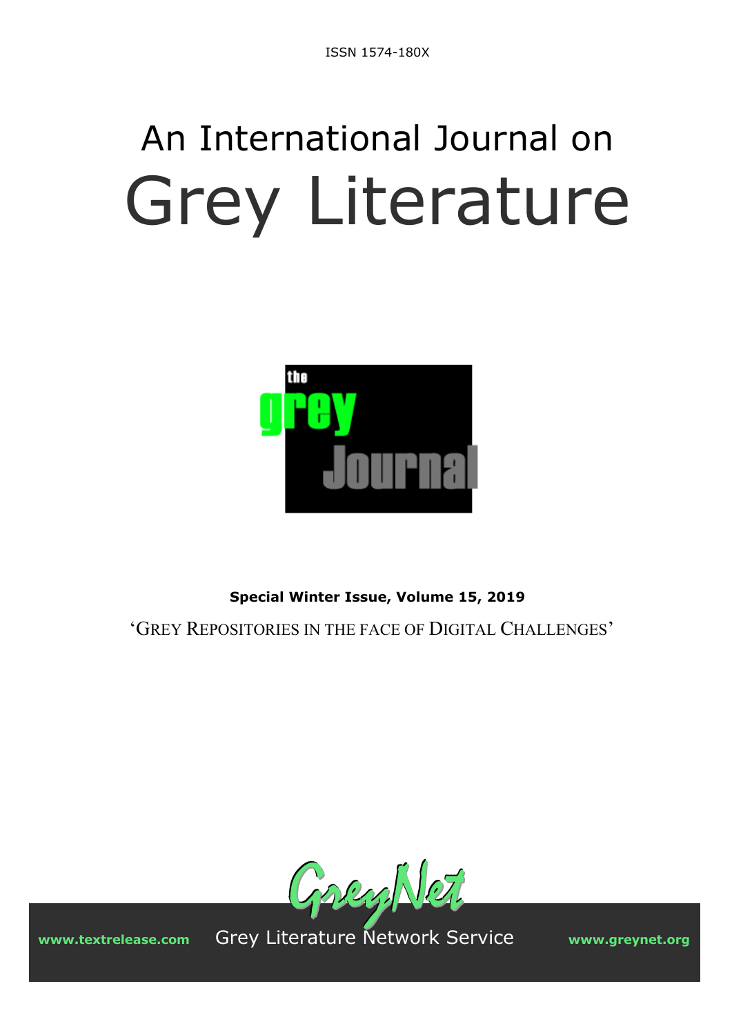ISSN 1574-180X

# An International Journal on Grey Literature

**Special Winter Issue, Volume 15, 2019**

'GREY REPOSITORIES IN THE FACE OF DIGITAL CHALLENGES'

www.textrelease.com Grey Literature Network Service www.greynet.org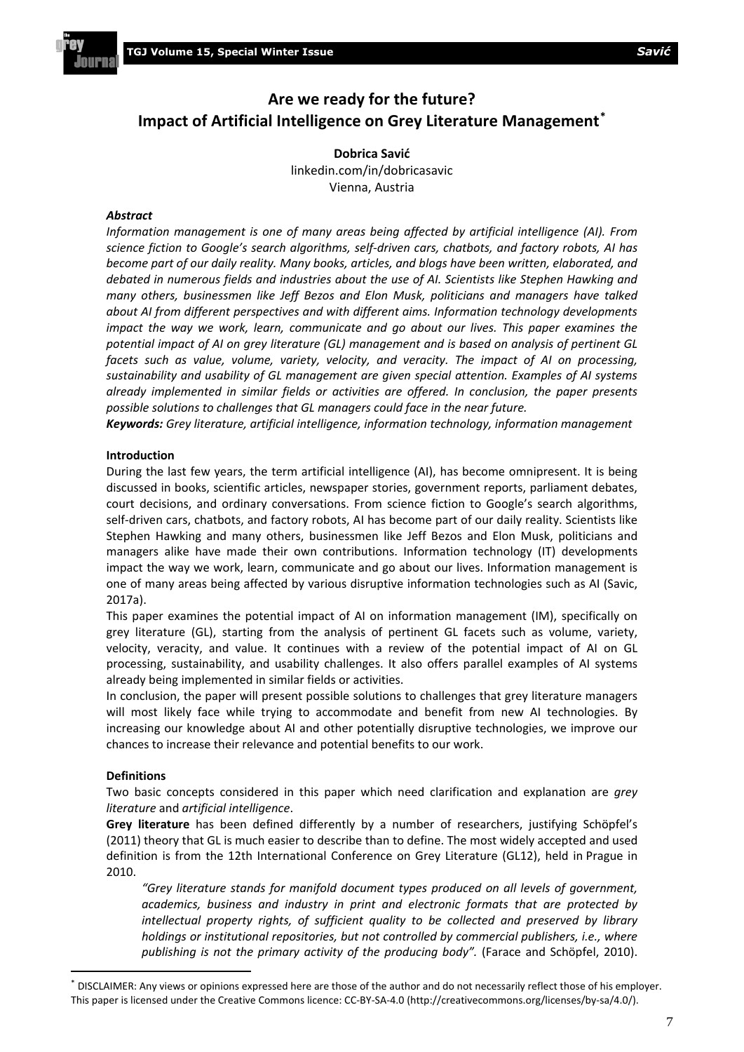# Are we ready for the future?
# Impact of Artificial Intelligence on Grey Literature Management*

**Dobrica Savić**
linkedin.com/in/dobricasavic
Vienna, Austria

***Abstract***

*Information management is one of many areas being affected by artificial intelligence (AI). From science fiction to Google's search algorithms, self-driven cars, chatbots, and factory robots, AI has become part of our daily reality. Many books, articles, and blogs have been written, elaborated, and debated in numerous fields and industries about the use of AI. Scientists like Stephen Hawking and many others, businessmen like Jeff Bezos and Elon Musk, politicians and managers have talked about AI from different perspectives and with different aims. Information technology developments impact the way we work, learn, communicate and go about our lives. This paper examines the potential impact of AI on grey literature (GL) management and is based on analysis of pertinent GL facets such as value, volume, variety, velocity, and veracity. The impact of AI on processing, sustainability and usability of GL management are given special attention. Examples of AI systems already implemented in similar fields or activities are offered. In conclusion, the paper presents possible solutions to challenges that GL managers could face in the near future.*

***Keywords:*** *Grey literature, artificial intelligence, information technology, information management*

**Introduction**

During the last few years, the term artificial intelligence (AI), has become omnipresent. It is being discussed in books, scientific articles, newspaper stories, government reports, parliament debates, court decisions, and ordinary conversations. From science fiction to Google's search algorithms, self-driven cars, chatbots, and factory robots, AI has become part of our daily reality. Scientists like Stephen Hawking and many others, businessmen like Jeff Bezos and Elon Musk, politicians and managers alike have made their own contributions. Information technology (IT) developments impact the way we work, learn, communicate and go about our lives. Information management is one of many areas being affected by various disruptive information technologies such as AI (Savic, 2017a).

This paper examines the potential impact of AI on information management (IM), specifically on grey literature (GL), starting from the analysis of pertinent GL facets such as volume, variety, velocity, veracity, and value. It continues with a review of the potential impact of AI on GL processing, sustainability, and usability challenges. It also offers parallel examples of AI systems already being implemented in similar fields or activities.

In conclusion, the paper will present possible solutions to challenges that grey literature managers will most likely face while trying to accommodate and benefit from new AI technologies. By increasing our knowledge about AI and other potentially disruptive technologies, we improve our chances to increase their relevance and potential benefits to our work.

**Definitions**

Two basic concepts considered in this paper which need clarification and explanation are *grey literature* and *artificial intelligence*.

**Grey literature** has been defined differently by a number of researchers, justifying Schöpfel's (2011) theory that GL is much easier to describe than to define. The most widely accepted and used definition is from the 12th International Conference on Grey Literature (GL12), held in Prague in 2010.

> *"Grey literature stands for manifold document types produced on all levels of government, academics, business and industry in print and electronic formats that are protected by intellectual property rights, of sufficient quality to be collected and preserved by library holdings or institutional repositories, but not controlled by commercial publishers, i.e., where publishing is not the primary activity of the producing body".* (Farace and Schöpfel, 2010).

---

* DISCLAIMER: Any views or opinions expressed here are those of the author and do not necessarily reflect those of his employer. This paper is licensed under the Creative Commons licence: CC-BY-SA-4.0 (http://creativecommons.org/licenses/by-sa/4.0/).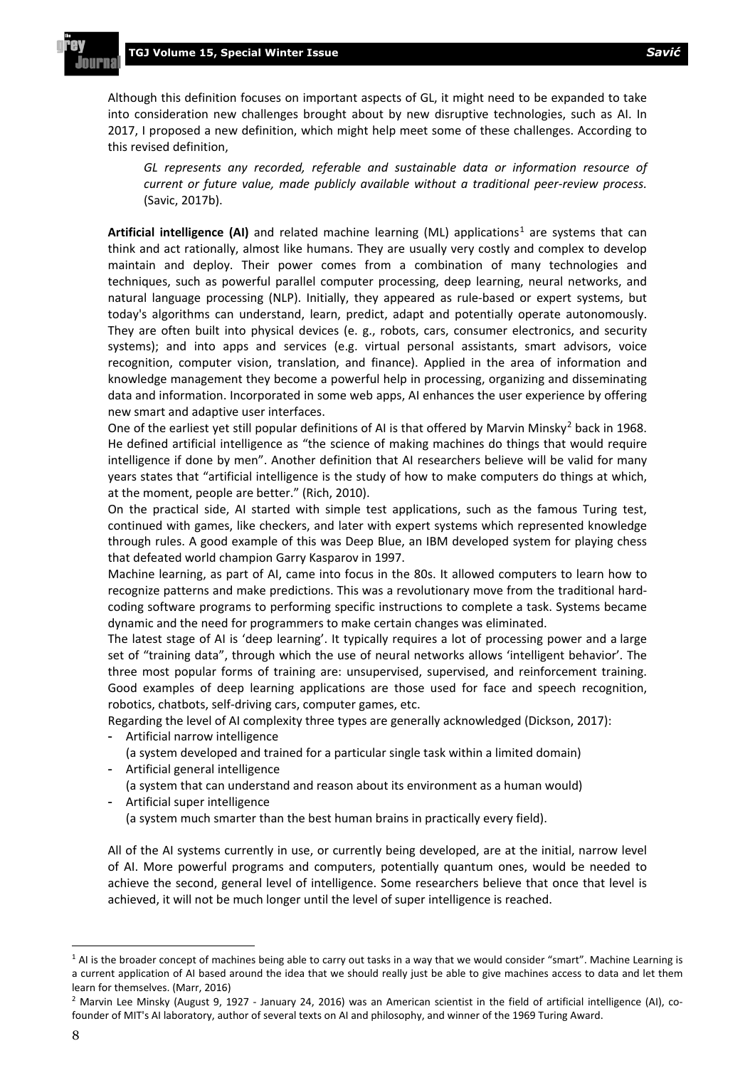Although this definition focuses on important aspects of GL, it might need to be expanded to take into consideration new challenges brought about by new disruptive technologies, such as AI. In 2017, I proposed a new definition, which might help meet some of these challenges. According to this revised definition,

> *GL represents any recorded, referable and sustainable data or information resource of current or future value, made publicly available without a traditional peer-review process.* (Savic, 2017b).

**Artificial intelligence (AI)** and related machine learning (ML) applications[1] are systems that can think and act rationally, almost like humans. They are usually very costly and complex to develop maintain and deploy. Their power comes from a combination of many technologies and techniques, such as powerful parallel computer processing, deep learning, neural networks, and natural language processing (NLP). Initially, they appeared as rule-based or expert systems, but today's algorithms can understand, learn, predict, adapt and potentially operate autonomously. They are often built into physical devices (e. g., robots, cars, consumer electronics, and security systems); and into apps and services (e.g. virtual personal assistants, smart advisors, voice recognition, computer vision, translation, and finance). Applied in the area of information and knowledge management they become a powerful help in processing, organizing and disseminating data and information. Incorporated in some web apps, AI enhances the user experience by offering new smart and adaptive user interfaces.

One of the earliest yet still popular definitions of AI is that offered by Marvin Minsky[2] back in 1968. He defined artificial intelligence as "the science of making machines do things that would require intelligence if done by men". Another definition that AI researchers believe will be valid for many years states that "artificial intelligence is the study of how to make computers do things at which, at the moment, people are better." (Rich, 2010).

On the practical side, AI started with simple test applications, such as the famous Turing test, continued with games, like checkers, and later with expert systems which represented knowledge through rules. A good example of this was Deep Blue, an IBM developed system for playing chess that defeated world champion Garry Kasparov in 1997.

Machine learning, as part of AI, came into focus in the 80s. It allowed computers to learn how to recognize patterns and make predictions. This was a revolutionary move from the traditional hard-coding software programs to performing specific instructions to complete a task. Systems became dynamic and the need for programmers to make certain changes was eliminated.

The latest stage of AI is 'deep learning'. It typically requires a lot of processing power and a large set of "training data", through which the use of neural networks allows 'intelligent behavior'. The three most popular forms of training are: unsupervised, supervised, and reinforcement training. Good examples of deep learning applications are those used for face and speech recognition, robotics, chatbots, self-driving cars, computer games, etc.

Regarding the level of AI complexity three types are generally acknowledged (Dickson, 2017):

- Artificial narrow intelligence
  (a system developed and trained for a particular single task within a limited domain)
- Artificial general intelligence
  (a system that can understand and reason about its environment as a human would)
- Artificial super intelligence
  (a system much smarter than the best human brains in practically every field).

All of the AI systems currently in use, or currently being developed, are at the initial, narrow level of AI. More powerful programs and computers, potentially quantum ones, would be needed to achieve the second, general level of intelligence. Some researchers believe that once that level is achieved, it will not be much longer until the level of super intelligence is reached.

---

[1] AI is the broader concept of machines being able to carry out tasks in a way that we would consider "smart". Machine Learning is a current application of AI based around the idea that we should really just be able to give machines access to data and let them learn for themselves. (Marr, 2016)

[2] Marvin Lee Minsky (August 9, 1927 - January 24, 2016) was an American scientist in the field of artificial intelligence (AI), co-founder of MIT's AI laboratory, author of several texts on AI and philosophy, and winner of the 1969 Turing Award.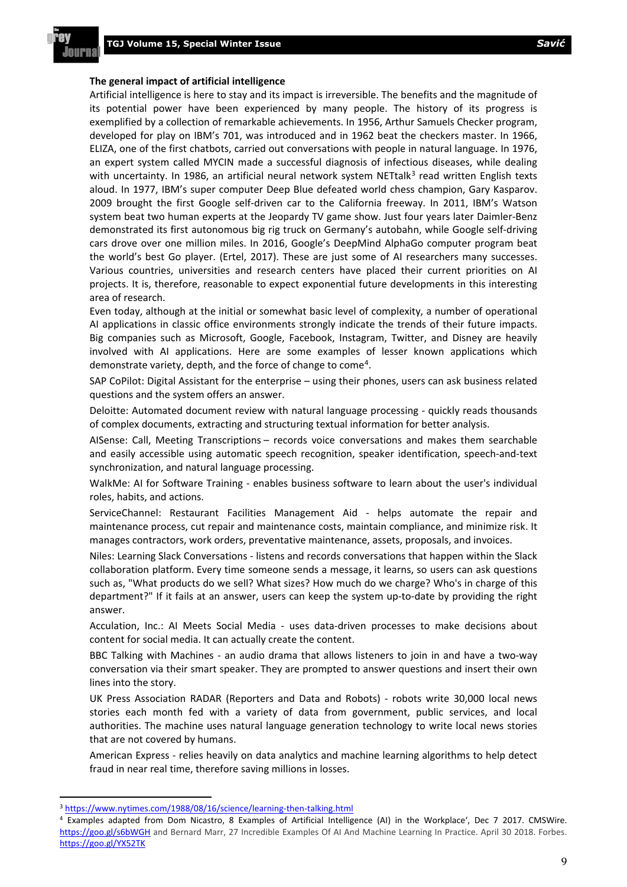### The general impact of artificial intelligence

Artificial intelligence is here to stay and its impact is irreversible. The benefits and the magnitude of its potential power have been experienced by many people. The history of its progress is exemplified by a collection of remarkable achievements. In 1956, Arthur Samuels Checker program, developed for play on IBM's 701, was introduced and in 1962 beat the checkers master. In 1966, ELIZA, one of the first chatbots, carried out conversations with people in natural language. In 1976, an expert system called MYCIN made a successful diagnosis of infectious diseases, while dealing with uncertainty. In 1986, an artificial neural network system NETtalk[3] read written English texts aloud. In 1977, IBM's super computer Deep Blue defeated world chess champion, Gary Kasparov. 2009 brought the first Google self-driven car to the California freeway. In 2011, IBM's Watson system beat two human experts at the Jeopardy TV game show. Just four years later Daimler-Benz demonstrated its first autonomous big rig truck on Germany's autobahn, while Google self-driving cars drove over one million miles. In 2016, Google's DeepMind AlphaGo computer program beat the world's best Go player. (Ertel, 2017). These are just some of AI researchers many successes. Various countries, universities and research centers have placed their current priorities on AI projects. It is, therefore, reasonable to expect exponential future developments in this interesting area of research.

Even today, although at the initial or somewhat basic level of complexity, a number of operational AI applications in classic office environments strongly indicate the trends of their future impacts. Big companies such as Microsoft, Google, Facebook, Instagram, Twitter, and Disney are heavily involved with AI applications. Here are some examples of lesser known applications which demonstrate variety, depth, and the force of change to come[4].

SAP CoPilot: Digital Assistant for the enterprise – using their phones, users can ask business related questions and the system offers an answer.

Deloitte: Automated document review with natural language processing - quickly reads thousands of complex documents, extracting and structuring textual information for better analysis.

AISense: Call, Meeting Transcriptions – records voice conversations and makes them searchable and easily accessible using automatic speech recognition, speaker identification, speech-and-text synchronization, and natural language processing.

WalkMe: AI for Software Training - enables business software to learn about the user's individual roles, habits, and actions.

ServiceChannel: Restaurant Facilities Management Aid - helps automate the repair and maintenance process, cut repair and maintenance costs, maintain compliance, and minimize risk. It manages contractors, work orders, preventative maintenance, assets, proposals, and invoices.

Niles: Learning Slack Conversations - listens and records conversations that happen within the Slack collaboration platform. Every time someone sends a message, it learns, so users can ask questions such as, "What products do we sell? What sizes? How much do we charge? Who's in charge of this department?" If it fails at an answer, users can keep the system up-to-date by providing the right answer.

Acculation, Inc.: AI Meets Social Media - uses data-driven processes to make decisions about content for social media. It can actually create the content.

BBC Talking with Machines - an audio drama that allows listeners to join in and have a two-way conversation via their smart speaker. They are prompted to answer questions and insert their own lines into the story.

UK Press Association RADAR (Reporters and Data and Robots) - robots write 30,000 local news stories each month fed with a variety of data from government, public services, and local authorities. The machine uses natural language generation technology to write local news stories that are not covered by humans.

American Express - relies heavily on data analytics and machine learning algorithms to help detect fraud in near real time, therefore saving millions in losses.

---

[3] https://www.nytimes.com/1988/08/16/science/learning-then-talking.html

[4] Examples adapted from Dom Nicastro, 8 Examples of Artificial Intelligence (AI) in the Workplace', Dec 7 2017. CMSWire. https://goo.gl/s6bWGH and Bernard Marr, 27 Incredible Examples Of AI And Machine Learning In Practice. April 30 2018. Forbes. https://goo.gl/YX52TK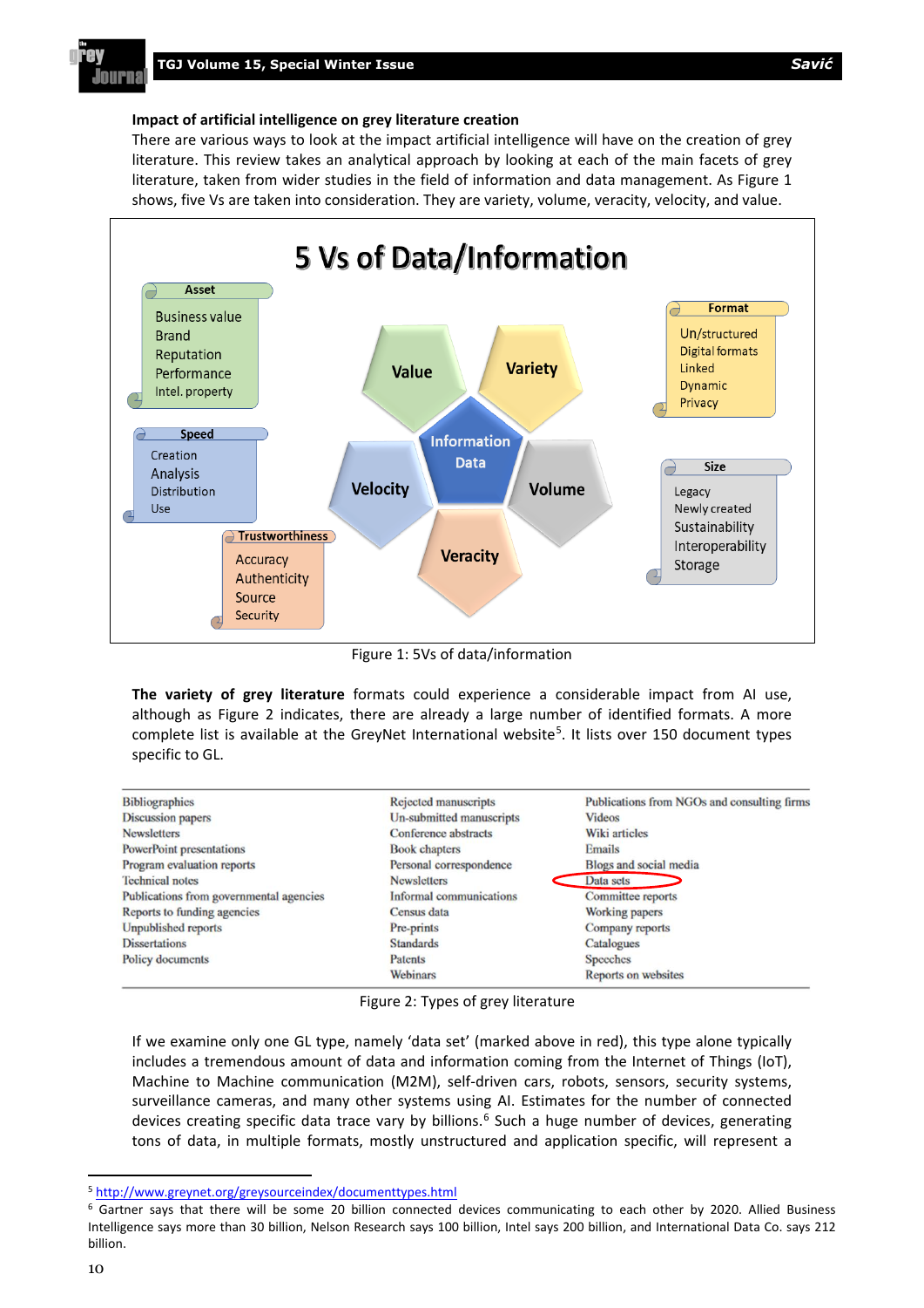### Impact of artificial intelligence on grey literature creation

There are various ways to look at the impact artificial intelligence will have on the creation of grey literature. This review takes an analytical approach by looking at each of the main facets of grey literature, taken from wider studies in the field of information and data management. As Figure 1 shows, five Vs are taken into consideration. They are variety, volume, veracity, velocity, and value.

Figure 1: 5Vs of data/information

**The variety of grey literature** formats could experience a considerable impact from AI use, although as Figure 2 indicates, there are already a large number of identified formats. A more complete list is available at the GreyNet International website[5]. It lists over 150 document types specific to GL.

| | | |
|---|---|---|
| Bibliographies | Rejected manuscripts | Publications from NGOs and consulting firms |
| Discussion papers | Un-submitted manuscripts | Videos |
| Newsletters | Conference abstracts | Wiki articles |
| PowerPoint presentations | Book chapters | Emails |
| Program evaluation reports | Personal correspondence | Blogs and social media |
| Technical notes | Newsletters | Data sets |
| Publications from governmental agencies | Informal communications | Committee reports |
| Reports to funding agencies | Census data | Working papers |
| Unpublished reports | Pre-prints | Company reports |
| Dissertations | Standards | Catalogues |
| Policy documents | Patents | Speeches |
| | Webinars | Reports on websites |

Figure 2: Types of grey literature

If we examine only one GL type, namely 'data set' (marked above in red), this type alone typically includes a tremendous amount of data and information coming from the Internet of Things (IoT), Machine to Machine communication (M2M), self-driven cars, robots, sensors, security systems, surveillance cameras, and many other systems using AI. Estimates for the number of connected devices creating specific data trace vary by billions.[6] Such a huge number of devices, generating tons of data, in multiple formats, mostly unstructured and application specific, will represent a

---

[5] http://www.greynet.org/greysourceindex/documenttypes.html

[6] Gartner says that there will be some 20 billion connected devices communicating to each other by 2020. Allied Business Intelligence says more than 30 billion, Nelson Research says 100 billion, Intel says 200 billion, and International Data Co. says 212 billion.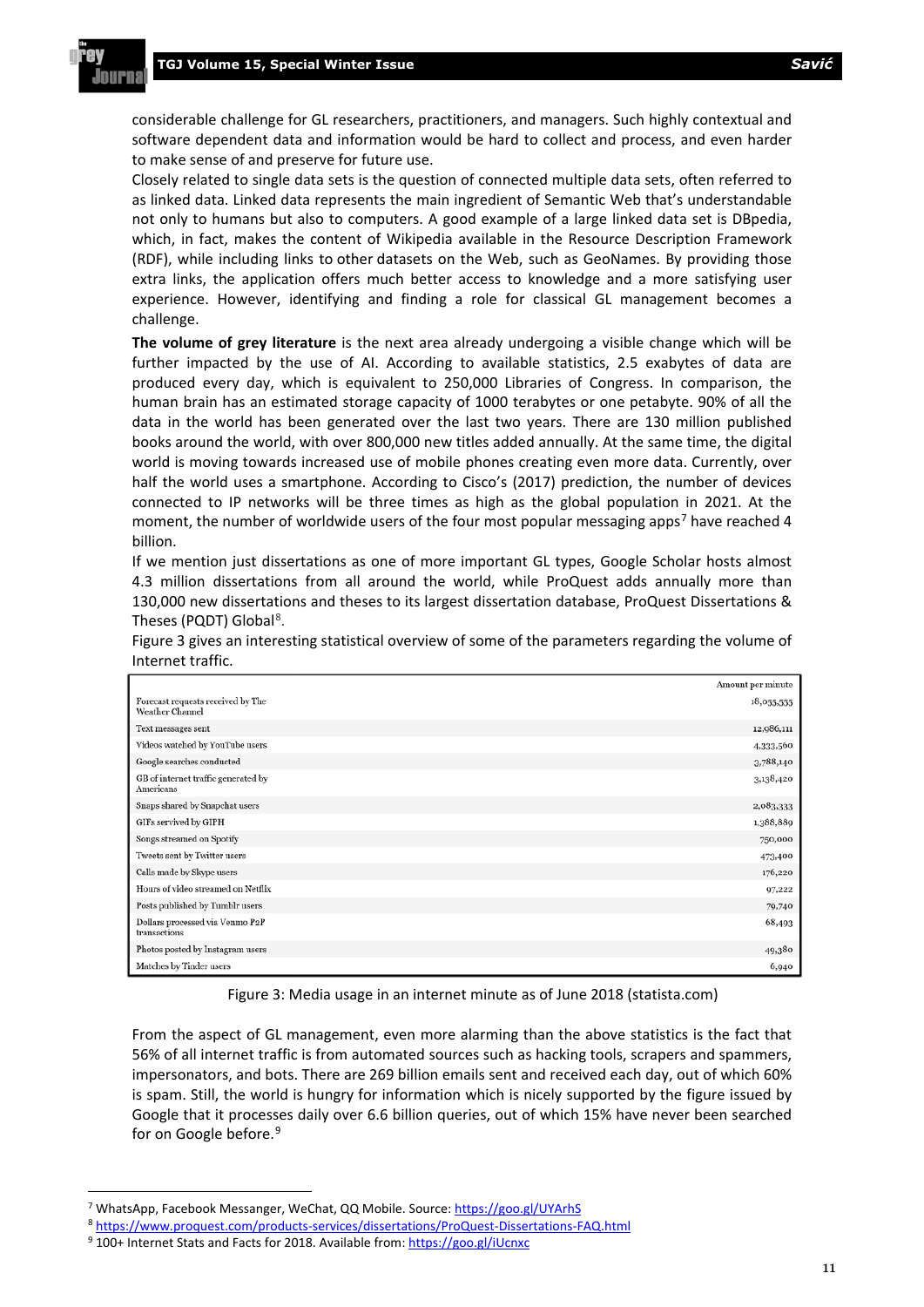considerable challenge for GL researchers, practitioners, and managers. Such highly contextual and software dependent data and information would be hard to collect and process, and even harder to make sense of and preserve for future use.

Closely related to single data sets is the question of connected multiple data sets, often referred to as linked data. Linked data represents the main ingredient of Semantic Web that's understandable not only to humans but also to computers. A good example of a large linked data set is DBpedia, which, in fact, makes the content of Wikipedia available in the Resource Description Framework (RDF), while including links to other datasets on the Web, such as GeoNames. By providing those extra links, the application offers much better access to knowledge and a more satisfying user experience. However, identifying and finding a role for classical GL management becomes a challenge.

**The volume of grey literature** is the next area already undergoing a visible change which will be further impacted by the use of AI. According to available statistics, 2.5 exabytes of data are produced every day, which is equivalent to 250,000 Libraries of Congress. In comparison, the human brain has an estimated storage capacity of 1000 terabytes or one petabyte. 90% of all the data in the world has been generated over the last two years. There are 130 million published books around the world, with over 800,000 new titles added annually. At the same time, the digital world is moving towards increased use of mobile phones creating even more data. Currently, over half the world uses a smartphone. According to Cisco's (2017) prediction, the number of devices connected to IP networks will be three times as high as the global population in 2021. At the moment, the number of worldwide users of the four most popular messaging apps[7] have reached 4 billion.

If we mention just dissertations as one of more important GL types, Google Scholar hosts almost 4.3 million dissertations from all around the world, while ProQuest adds annually more than 130,000 new dissertations and theses to its largest dissertation database, ProQuest Dissertations & Theses (PQDT) Global[8].

Figure 3 gives an interesting statistical overview of some of the parameters regarding the volume of Internet traffic.

| | Amount per minute |
|---|---|
| Forecast requests received by The Weather Channel | 18,055,555 |
| Text messages sent | 12,986,111 |
| Videos watched by YouTube users | 4,333,560 |
| Google searches conducted | 3,788,140 |
| GB of internet traffic generated by Americans | 3,138,420 |
| Snaps shared by Snapchat users | 2,083,333 |
| GIFs servived by GIPH | 1,388,889 |
| Songs streamed on Spotify | 750,000 |
| Tweets sent by Twitter users | 473,400 |
| Calls made by Skype users | 176,220 |
| Hours of video streamed on Netflix | 97,222 |
| Posts published by Tumblr users | 79,740 |
| Dollars processed via Venmo P2P transactions | 68,493 |
| Photos posted by Instagram users | 49,380 |
| Matches by Tinder users | 6,940 |

Figure 3: Media usage in an internet minute as of June 2018 (statista.com)

From the aspect of GL management, even more alarming than the above statistics is the fact that 56% of all internet traffic is from automated sources such as hacking tools, scrapers and spammers, impersonators, and bots. There are 269 billion emails sent and received each day, out of which 60% is spam. Still, the world is hungry for information which is nicely supported by the figure issued by Google that it processes daily over 6.6 billion queries, out of which 15% have never been searched for on Google before.[9]

---

[7] WhatsApp, Facebook Messanger, WeChat, QQ Mobile. Source: https://goo.gl/UYArhS

[8] https://www.proquest.com/products-services/dissertations/ProQuest-Dissertations-FAQ.html

[9] 100+ Internet Stats and Facts for 2018. Available from: https://goo.gl/iUcnxc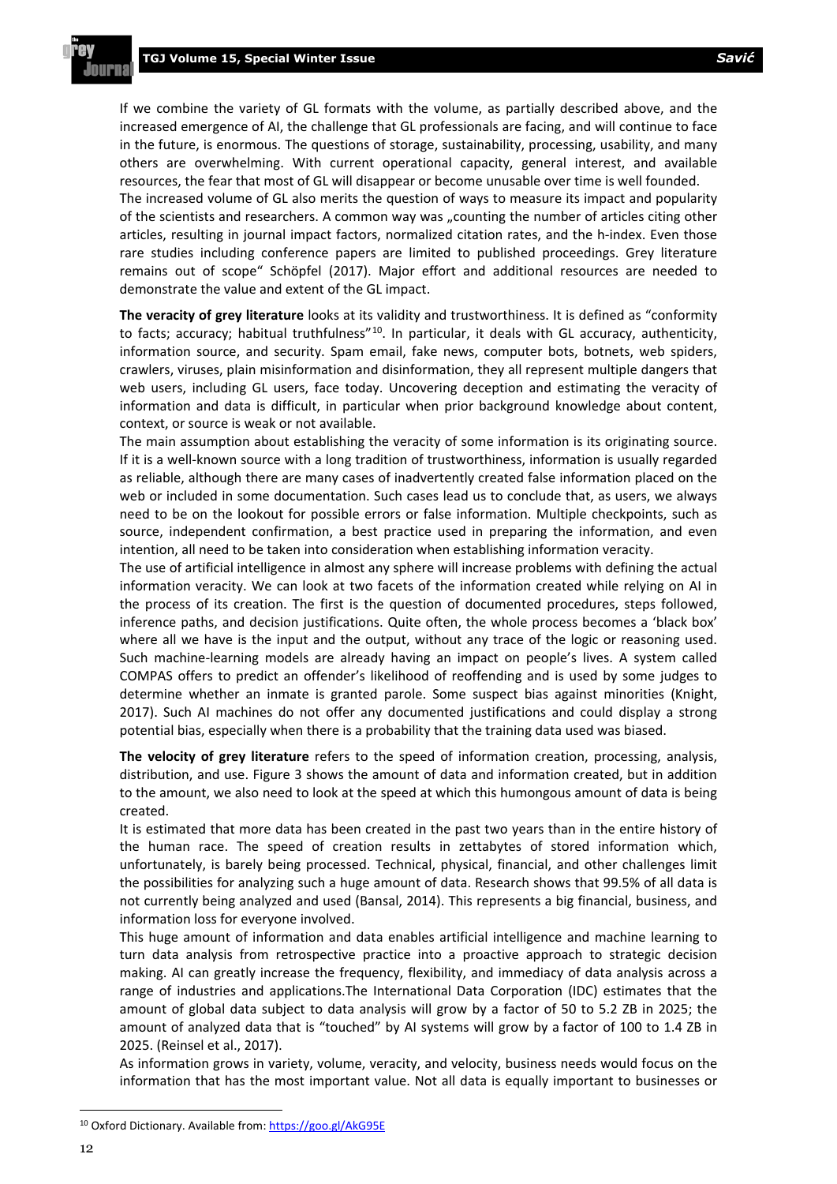If we combine the variety of GL formats with the volume, as partially described above, and the increased emergence of AI, the challenge that GL professionals are facing, and will continue to face in the future, is enormous. The questions of storage, sustainability, processing, usability, and many others are overwhelming. With current operational capacity, general interest, and available resources, the fear that most of GL will disappear or become unusable over time is well founded.
The increased volume of GL also merits the question of ways to measure its impact and popularity of the scientists and researchers. A common way was „counting the number of articles citing other articles, resulting in journal impact factors, normalized citation rates, and the h-index. Even those rare studies including conference papers are limited to published proceedings. Grey literature remains out of scope" Schöpfel (2017). Major effort and additional resources are needed to demonstrate the value and extent of the GL impact.

**The veracity of grey literature** looks at its validity and trustworthiness. It is defined as "conformity to facts; accuracy; habitual truthfulness"[10]. In particular, it deals with GL accuracy, authenticity, information source, and security. Spam email, fake news, computer bots, botnets, web spiders, crawlers, viruses, plain misinformation and disinformation, they all represent multiple dangers that web users, including GL users, face today. Uncovering deception and estimating the veracity of information and data is difficult, in particular when prior background knowledge about content, context, or source is weak or not available.
The main assumption about establishing the veracity of some information is its originating source. If it is a well-known source with a long tradition of trustworthiness, information is usually regarded as reliable, although there are many cases of inadvertently created false information placed on the web or included in some documentation. Such cases lead us to conclude that, as users, we always need to be on the lookout for possible errors or false information. Multiple checkpoints, such as source, independent confirmation, a best practice used in preparing the information, and even intention, all need to be taken into consideration when establishing information veracity.
The use of artificial intelligence in almost any sphere will increase problems with defining the actual information veracity. We can look at two facets of the information created while relying on AI in the process of its creation. The first is the question of documented procedures, steps followed, inference paths, and decision justifications. Quite often, the whole process becomes a 'black box' where all we have is the input and the output, without any trace of the logic or reasoning used. Such machine-learning models are already having an impact on people's lives. A system called COMPAS offers to predict an offender's likelihood of reoffending and is used by some judges to determine whether an inmate is granted parole. Some suspect bias against minorities (Knight, 2017). Such AI machines do not offer any documented justifications and could display a strong potential bias, especially when there is a probability that the training data used was biased.

**The velocity of grey literature** refers to the speed of information creation, processing, analysis, distribution, and use. Figure 3 shows the amount of data and information created, but in addition to the amount, we also need to look at the speed at which this humongous amount of data is being created.
It is estimated that more data has been created in the past two years than in the entire history of the human race. The speed of creation results in zettabytes of stored information which, unfortunately, is barely being processed. Technical, physical, financial, and other challenges limit the possibilities for analyzing such a huge amount of data. Research shows that 99.5% of all data is not currently being analyzed and used (Bansal, 2014). This represents a big financial, business, and information loss for everyone involved.
This huge amount of information and data enables artificial intelligence and machine learning to turn data analysis from retrospective practice into a proactive approach to strategic decision making. AI can greatly increase the frequency, flexibility, and immediacy of data analysis across a range of industries and applications.The International Data Corporation (IDC) estimates that the amount of global data subject to data analysis will grow by a factor of 50 to 5.2 ZB in 2025; the amount of analyzed data that is "touched" by AI systems will grow by a factor of 100 to 1.4 ZB in 2025. (Reinsel et al., 2017).
As information grows in variety, volume, veracity, and velocity, business needs would focus on the information that has the most important value. Not all data is equally important to businesses or

[10] Oxford Dictionary. Available from: https://goo.gl/AkG95E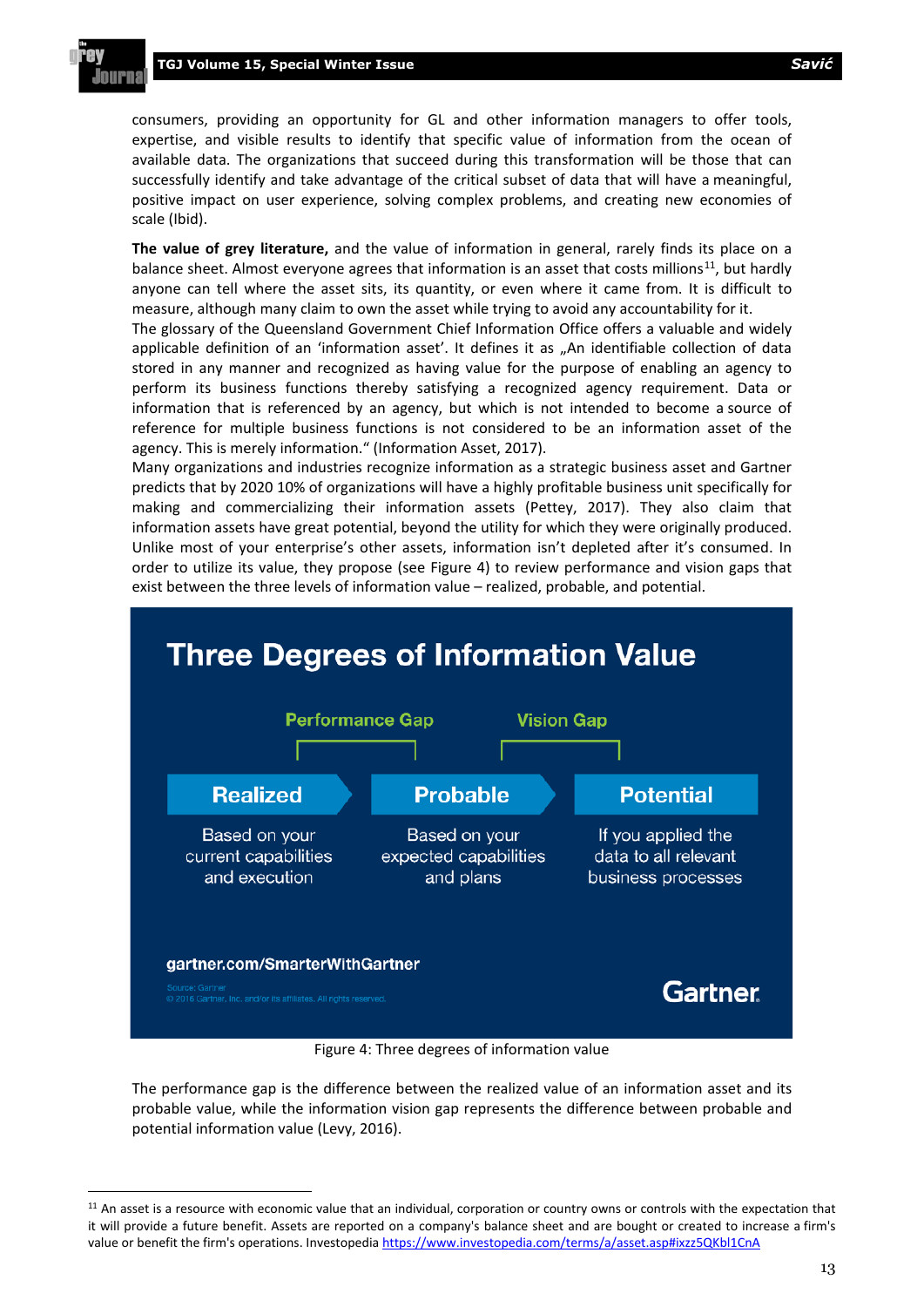consumers, providing an opportunity for GL and other information managers to offer tools, expertise, and visible results to identify that specific value of information from the ocean of available data. The organizations that succeed during this transformation will be those that can successfully identify and take advantage of the critical subset of data that will have a meaningful, positive impact on user experience, solving complex problems, and creating new economies of scale (Ibid).

**The value of grey literature,** and the value of information in general, rarely finds its place on a balance sheet. Almost everyone agrees that information is an asset that costs millions[11], but hardly anyone can tell where the asset sits, its quantity, or even where it came from. It is difficult to measure, although many claim to own the asset while trying to avoid any accountability for it.

The glossary of the Queensland Government Chief Information Office offers a valuable and widely applicable definition of an 'information asset'. It defines it as „An identifiable collection of data stored in any manner and recognized as having value for the purpose of enabling an agency to perform its business functions thereby satisfying a recognized agency requirement. Data or information that is referenced by an agency, but which is not intended to become a source of reference for multiple business functions is not considered to be an information asset of the agency. This is merely information.“ (Information Asset, 2017).

Many organizations and industries recognize information as a strategic business asset and Gartner predicts that by 2020 10% of organizations will have a highly profitable business unit specifically for making and commercializing their information assets (Pettey, 2017). They also claim that information assets have great potential, beyond the utility for which they were originally produced. Unlike most of your enterprise's other assets, information isn't depleted after it's consumed. In order to utilize its value, they propose (see Figure 4) to review performance and vision gaps that exist between the three levels of information value – realized, probable, and potential.

**Three Degrees of Information Value**

Performance Gap (Realized → Probable); Vision Gap (Probable → Potential)

| Realized | Probable | Potential |
|---|---|---|
| Based on your current capabilities and execution | Based on your expected capabilities and plans | If you applied the data to all relevant business processes |

gartner.com/SmarterWithGartner

Source: Gartner
© 2016 Gartner, Inc. and/or its affiliates. All rights reserved.

Gartner

Figure 4: Three degrees of information value

The performance gap is the difference between the realized value of an information asset and its probable value, while the information vision gap represents the difference between probable and potential information value (Levy, 2016).

---

[11] An asset is a resource with economic value that an individual, corporation or country owns or controls with the expectation that it will provide a future benefit. Assets are reported on a company's balance sheet and are bought or created to increase a firm's value or benefit the firm's operations. Investopedia https://www.investopedia.com/terms/a/asset.asp#ixzz5QKbl1CnA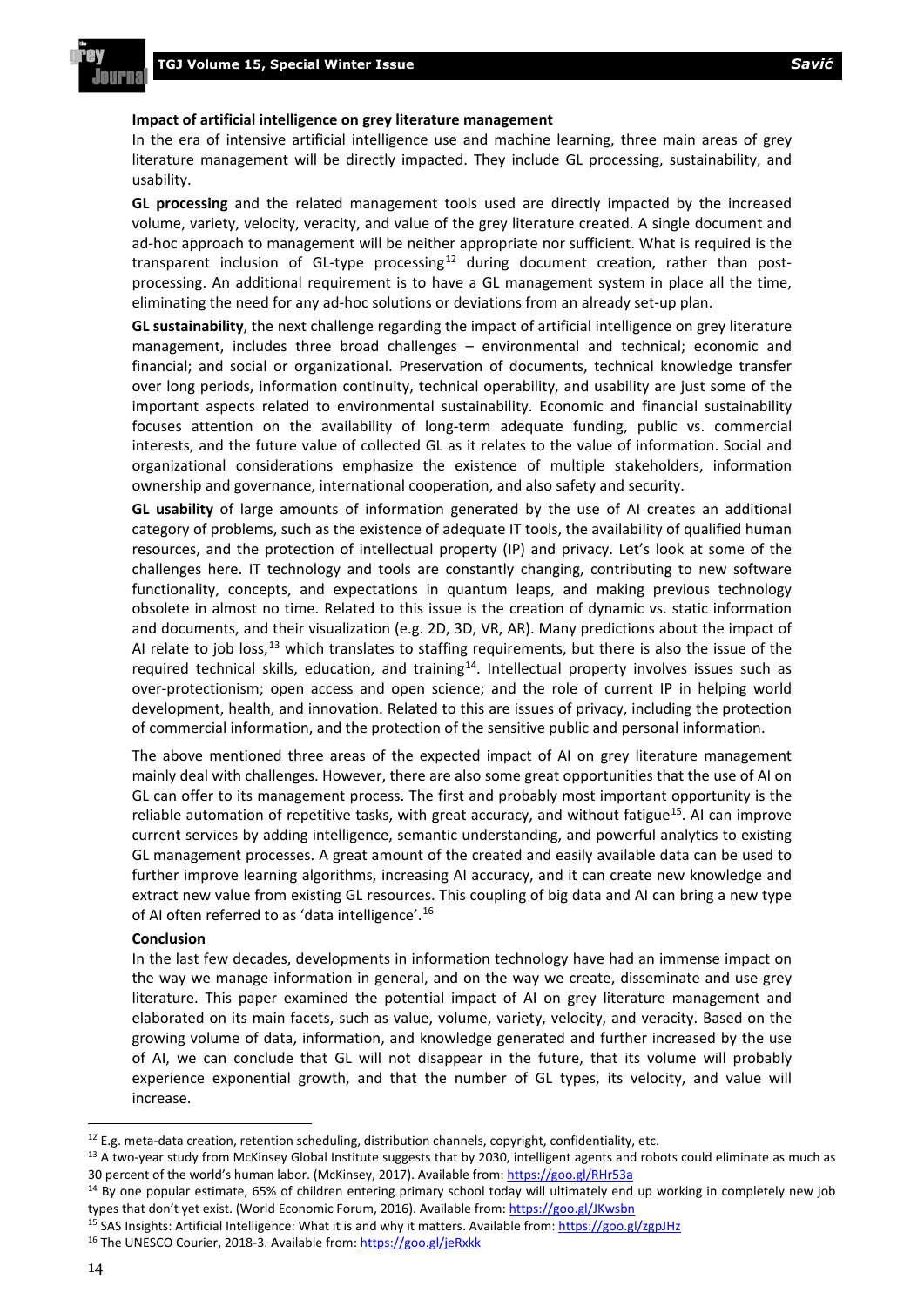### Impact of artificial intelligence on grey literature management

In the era of intensive artificial intelligence use and machine learning, three main areas of grey literature management will be directly impacted. They include GL processing, sustainability, and usability.

**GL processing** and the related management tools used are directly impacted by the increased volume, variety, velocity, veracity, and value of the grey literature created. A single document and ad-hoc approach to management will be neither appropriate nor sufficient. What is required is the transparent inclusion of GL-type processing[12] during document creation, rather than post-processing. An additional requirement is to have a GL management system in place all the time, eliminating the need for any ad-hoc solutions or deviations from an already set-up plan.

**GL sustainability**, the next challenge regarding the impact of artificial intelligence on grey literature management, includes three broad challenges – environmental and technical; economic and financial; and social or organizational. Preservation of documents, technical knowledge transfer over long periods, information continuity, technical operability, and usability are just some of the important aspects related to environmental sustainability. Economic and financial sustainability focuses attention on the availability of long-term adequate funding, public vs. commercial interests, and the future value of collected GL as it relates to the value of information. Social and organizational considerations emphasize the existence of multiple stakeholders, information ownership and governance, international cooperation, and also safety and security.

**GL usability** of large amounts of information generated by the use of AI creates an additional category of problems, such as the existence of adequate IT tools, the availability of qualified human resources, and the protection of intellectual property (IP) and privacy. Let's look at some of the challenges here. IT technology and tools are constantly changing, contributing to new software functionality, concepts, and expectations in quantum leaps, and making previous technology obsolete in almost no time. Related to this issue is the creation of dynamic vs. static information and documents, and their visualization (e.g. 2D, 3D, VR, AR). Many predictions about the impact of AI relate to job loss,[13] which translates to staffing requirements, but there is also the issue of the required technical skills, education, and training[14]. Intellectual property involves issues such as over-protectionism; open access and open science; and the role of current IP in helping world development, health, and innovation. Related to this are issues of privacy, including the protection of commercial information, and the protection of the sensitive public and personal information.

The above mentioned three areas of the expected impact of AI on grey literature management mainly deal with challenges. However, there are also some great opportunities that the use of AI on GL can offer to its management process. The first and probably most important opportunity is the reliable automation of repetitive tasks, with great accuracy, and without fatigue[15]. AI can improve current services by adding intelligence, semantic understanding, and powerful analytics to existing GL management processes. A great amount of the created and easily available data can be used to further improve learning algorithms, increasing AI accuracy, and it can create new knowledge and extract new value from existing GL resources. This coupling of big data and AI can bring a new type of AI often referred to as 'data intelligence'.[16]

### Conclusion

In the last few decades, developments in information technology have had an immense impact on the way we manage information in general, and on the way we create, disseminate and use grey literature. This paper examined the potential impact of AI on grey literature management and elaborated on its main facets, such as value, volume, variety, velocity, and veracity. Based on the growing volume of data, information, and knowledge generated and further increased by the use of AI, we can conclude that GL will not disappear in the future, that its volume will probably experience exponential growth, and that the number of GL types, its velocity, and value will increase.

---

[12] E.g. meta-data creation, retention scheduling, distribution channels, copyright, confidentiality, etc.

[13] A two-year study from McKinsey Global Institute suggests that by 2030, intelligent agents and robots could eliminate as much as 30 percent of the world's human labor. (McKinsey, 2017). Available from: https://goo.gl/RHr53a

[14] By one popular estimate, 65% of children entering primary school today will ultimately end up working in completely new job types that don't yet exist. (World Economic Forum, 2016). Available from: https://goo.gl/JKwsbn

[15] SAS Insights: Artificial Intelligence: What it is and why it matters. Available from: https://goo.gl/zgpJHz

[16] The UNESCO Courier, 2018-3. Available from: https://goo.gl/jeRxkk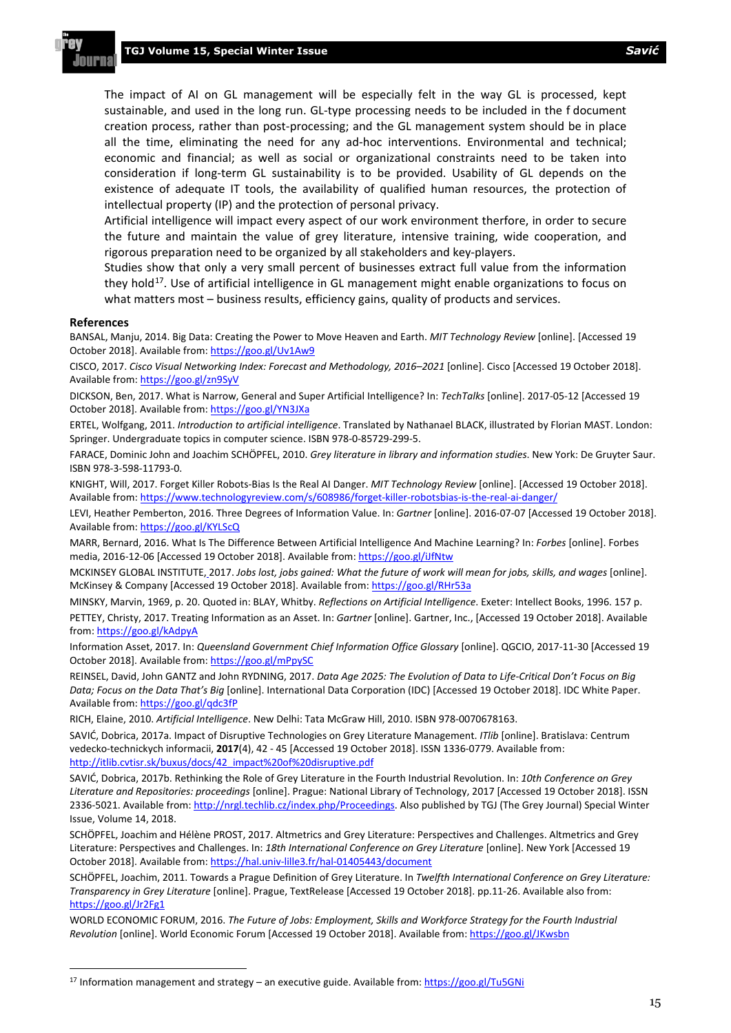The impact of AI on GL management will be especially felt in the way GL is processed, kept sustainable, and used in the long run. GL-type processing needs to be included in the f document creation process, rather than post-processing; and the GL management system should be in place all the time, eliminating the need for any ad-hoc interventions. Environmental and technical; economic and financial; as well as social or organizational constraints need to be taken into consideration if long-term GL sustainability is to be provided. Usability of GL depends on the existence of adequate IT tools, the availability of qualified human resources, the protection of intellectual property (IP) and the protection of personal privacy.

Artificial intelligence will impact every aspect of our work environment therfore, in order to secure the future and maintain the value of grey literature, intensive training, wide cooperation, and rigorous preparation need to be organized by all stakeholders and key-players.

Studies show that only a very small percent of businesses extract full value from the information they hold[17]. Use of artificial intelligence in GL management might enable organizations to focus on what matters most – business results, efficiency gains, quality of products and services.

## References

BANSAL, Manju, 2014. Big Data: Creating the Power to Move Heaven and Earth. *MIT Technology Review* [online]. [Accessed 19 October 2018]. Available from: https://goo.gl/Uv1Aw9

CISCO, 2017. *Cisco Visual Networking Index: Forecast and Methodology, 2016–2021* [online]. Cisco [Accessed 19 October 2018]. Available from: https://goo.gl/zn9SyV

DICKSON, Ben, 2017. What is Narrow, General and Super Artificial Intelligence? In: *TechTalks* [online]. 2017-05-12 [Accessed 19 October 2018]. Available from: https://goo.gl/YN3JXa

ERTEL, Wolfgang, 2011. *Introduction to artificial intelligence*. Translated by Nathanael BLACK, illustrated by Florian MAST. London: Springer. Undergraduate topics in computer science. ISBN 978-0-85729-299-5.

FARACE, Dominic John and Joachim SCHÖPFEL, 2010. *Grey literature in library and information studies*. New York: De Gruyter Saur. ISBN 978-3-598-11793-0.

KNIGHT, Will, 2017. Forget Killer Robots-Bias Is the Real AI Danger. *MIT Technology Review* [online]. [Accessed 19 October 2018]. Available from: https://www.technologyreview.com/s/608986/forget-killer-robotsbias-is-the-real-ai-danger/

LEVI, Heather Pemberton, 2016. Three Degrees of Information Value. In: *Gartner* [online]. 2016-07-07 [Accessed 19 October 2018]. Available from: https://goo.gl/KYLScQ

MARR, Bernard, 2016. What Is The Difference Between Artificial Intelligence And Machine Learning? In: *Forbes* [online]. Forbes media, 2016-12-06 [Accessed 19 October 2018]. Available from: https://goo.gl/iJfNtw

MCKINSEY GLOBAL INSTITUTE, 2017. *Jobs lost, jobs gained: What the future of work will mean for jobs, skills, and wages* [online]. McKinsey & Company [Accessed 19 October 2018]. Available from: https://goo.gl/RHr53a

MINSKY, Marvin, 1969, p. 20. Quoted in: BLAY, Whitby. *Reflections on Artificial Intelligence*. Exeter: Intellect Books, 1996. 157 p.

PETTEY, Christy, 2017. Treating Information as an Asset. In: *Gartner* [online]. Gartner, Inc., [Accessed 19 October 2018]. Available from: https://goo.gl/kAdpyA

Information Asset, 2017. In: *Queensland Government Chief Information Office Glossary* [online]. QGCIO, 2017-11-30 [Accessed 19 October 2018]. Available from: https://goo.gl/mPpySC

REINSEL, David, John GANTZ and John RYDNING, 2017. *Data Age 2025: The Evolution of Data to Life-Critical Don't Focus on Big Data; Focus on the Data That's Big* [online]. International Data Corporation (IDC) [Accessed 19 October 2018]. IDC White Paper. Available from: https://goo.gl/qdc3fP

RICH, Elaine, 2010. *Artificial Intelligence*. New Delhi: Tata McGraw Hill, 2010. ISBN 978-0070678163.

SAVIĆ, Dobrica, 2017a. Impact of Disruptive Technologies on Grey Literature Management. *ITlib* [online]. Bratislava: Centrum vedecko-technickych informacii, **2017**(4), 42 - 45 [Accessed 19 October 2018]. ISSN 1336-0779. Available from: http://itlib.cvtisr.sk/buxus/docs/42_impact%20of%20disruptive.pdf

SAVIĆ, Dobrica, 2017b. Rethinking the Role of Grey Literature in the Fourth Industrial Revolution. In: *10th Conference on Grey Literature and Repositories: proceedings* [online]. Prague: National Library of Technology, 2017 [Accessed 19 October 2018]. ISSN 2336-5021. Available from: http://nrgl.techlib.cz/index.php/Proceedings. Also published by TGJ (The Grey Journal) Special Winter Issue, Volume 14, 2018.

SCHÖPFEL, Joachim and Hélène PROST, 2017. Altmetrics and Grey Literature: Perspectives and Challenges. Altmetrics and Grey Literature: Perspectives and Challenges. In: *18th International Conference on Grey Literature* [online]. New York [Accessed 19 October 2018]. Available from: https://hal.univ-lille3.fr/hal-01405443/document

SCHÖPFEL, Joachim, 2011. Towards a Prague Definition of Grey Literature. In *Twelfth International Conference on Grey Literature: Transparency in Grey Literature* [online]. Prague, TextRelease [Accessed 19 October 2018]. pp.11-26. Available also from: https://goo.gl/Jr2Fg1

WORLD ECONOMIC FORUM, 2016. *The Future of Jobs: Employment, Skills and Workforce Strategy for the Fourth Industrial Revolution* [online]. World Economic Forum [Accessed 19 October 2018]. Available from: https://goo.gl/JKwsbn

---

[17] Information management and strategy – an executive guide. Available from: https://goo.gl/Tu5GNi